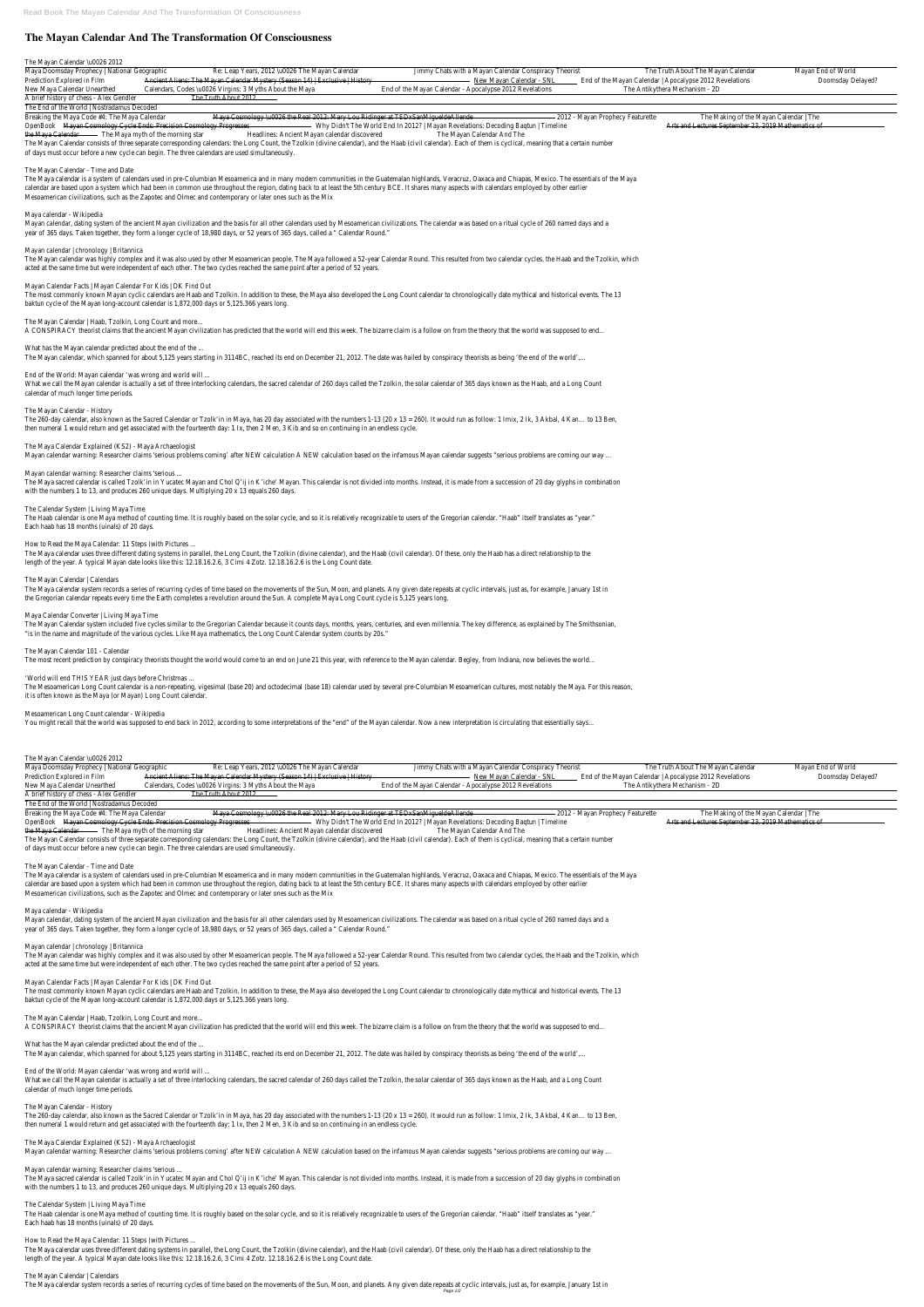# The Mayan Calendar And The Transformation Of Consciousness

The Mayan Calendar \u0026 2012

| | | | | | |
|---|---|---|---|---|---|
| Maya Doomsday Prophecy \| National Geographic | Re: Leap Years, 2012 \u0026 The Mayan Calendar | Jimmy Chats with a Mayan Calendar Conspiracy Theorist | The Truth About The Mayan Calendar | Mayan End of World | |
| Prediction Explored in Film | Ancient Aliens: The Mayan Calendar Mystery (Season 14) \| Exclusive \| History | New Mayan Calendar - SNL | End of the Mayan Calendar \| Apocalypse 2012 Revelations | Doomsday Delayed? | |
| New Maya Calendar Unearthed | Calendars, Codes \u0026 Virgins: 3 Myths About the Maya | End of the Mayan Calendar - Apocalypse 2012 Revelations | The Antikythera Mechanism - 2D | | |
| A brief history of chess - Alex Gendler | The Truth About 2012 | | | | |

The End of the World | Nostradamus Decoded

| | | | |
|---|---|---|---|
| Breaking the Maya Code #4: The Maya Calendar | Maya Cosmology \u0026 the Real 2012: Mary Lou Ridinger at TEDxSanMigueldeAllende | 2012 - Mayan Prophecy Featurette | The Making of the Mayan Calendar \| The |
| OpenBook | Mayan Cosmology Cycle Ends: Precision Cosmology Progresses | Why Didn't The World End In 2012? \| Mayan Revelations: Decoding Baqtun \| Timeline | Arts and Lectures September 23, 2019 Mathematics of |
| the Maya Calendar | The Maya myth of the morning star | Headlines: Ancient Mayan calendar discovered | The Mayan Calendar And The |

The Mayan Calendar consists of three separate corresponding calendars: the Long Count, the Tzolkin (divine calendar), and the Haab (civil calendar). Each of them is cyclical, meaning that a certain number of days must occur before a new cycle can begin. The three calendars are used simultaneously.

The Mayan Calendar - Time and Date
The Maya calendar is a system of calendars used in pre-Columbian Mesoamerica and in many modern communities in the Guatemalan highlands, Veracruz, Oaxaca and Chiapas, Mexico. The essentials of the Maya calendar are based upon a system which had been in common use throughout the region, dating back to at least the 5th century BCE. It shares many aspects with calendars employed by other earlier Mesoamerican civilizations, such as the Zapotec and Olmec and contemporary or later ones such as the Mix

Maya calendar - Wikipedia
Mayan calendar, dating system of the ancient Mayan civilization and the basis for all other calendars used by Mesoamerican civilizations. The calendar was based on a ritual cycle of 260 named days and a year of 365 days. Taken together, they form a longer cycle of 18,980 days, or 52 years of 365 days, called a " Calendar Round."

Mayan calendar | chronology | Britannica
The Mayan calendar was highly complex and it was also used by other Mesoamerican people. The Maya followed a 52-year Calendar Round. This resulted from two calendar cycles, the Haab and the Tzolkin, which acted at the same time but were independent of each other. The two cycles reached the same point after a period of 52 years.

Mayan Calendar Facts | Mayan Calendar For Kids | DK Find Out
The most commonly known Mayan cyclic calendars are Haab and Tzolkin. In addition to these, the Maya also developed the Long Count calendar to chronologically date mythical and historical events. The 13 baktun cycle of the Mayan long-account calendar is 1,872,000 days or 5,125.366 years long.

The Mayan Calendar | Haab, Tzolkin, Long Count and more...
A CONSPIRACY theorist claims that the ancient Mayan civilization has predicted that the world will end this week. The bizarre claim is a follow on from the theory that the world was supposed to end...

What has the Mayan calendar predicted about the end of the ...
The Mayan calendar, which spanned for about 5,125 years starting in 3114BC, reached its end on December 21, 2012. The date was hailed by conspiracy theorists as being 'the end of the world',...

End of the World: Mayan calendar 'was wrong and world will ...
What we call the Mayan calendar is actually a set of three interlocking calendars, the sacred calendar of 260 days called the Tzolkin, the solar calendar of 365 days known as the Haab, and a Long Count calendar of much longer time periods.

The Mayan Calendar - History
The 260-day calendar, also known as the Sacred Calendar or Tzolk'in in Maya, has 20 day associated with the numbers 1-13 (20 x 13 = 260). It would run as follow: 1 Imix, 2 Ik, 3 Akbal, 4 Kan… to 13 Ben, then numeral 1 would return and get associated with the fourteenth day: 1 Ix, then 2 Men, 3 Kib and so on continuing in an endless cycle.

The Maya Calendar Explained (KS2) - Maya Archaeologist
Mayan calendar warning: Researcher claims 'serious problems coming' after NEW calculation A NEW calculation based on the infamous Mayan calendar suggests "serious problems are coming our way ...

Mayan calendar warning: Researcher claims 'serious ...
The Maya sacred calendar is called Tzolk'in in Yucatec Mayan and Chol Q'ij in K'iche' Mayan. This calendar is not divided into months. Instead, it is made from a succession of 20 day glyphs in combination with the numbers 1 to 13, and produces 260 unique days. Multiplying 20 x 13 equals 260 days.

The Calendar System | Living Maya Time
The Haab calendar is one Maya method of counting time. It is roughly based on the solar cycle, and so it is relatively recognizable to users of the Gregorian calendar. "Haab" itself translates as "year." Each haab has 18 months (uinals) of 20 days.

How to Read the Maya Calendar: 11 Steps (with Pictures ...
The Maya calendar uses three different dating systems in parallel, the Long Count, the Tzolkin (divine calendar), and the Haab (civil calendar). Of these, only the Haab has a direct relationship to the length of the year. A typical Mayan date looks like this: 12.18.16.2.6, 3 Cimi 4 Zotz. 12.18.16.2.6 is the Long Count date.

The Mayan Calendar | Calendars
The Maya calendar system records a series of recurring cycles of time based on the movements of the Sun, Moon, and planets. Any given date repeats at cyclic intervals, just as, for example, January 1st in the Gregorian calendar repeats every time the Earth completes a revolution around the Sun. A complete Maya Long Count cycle is 5,125 years long.

Maya Calendar Converter | Living Maya Time
The Mayan Calendar system included five cycles similar to the Gregorian Calendar because it counts days, months, years, centuries, and even millennia. The key difference, as explained by The Smithsonian, "is in the name and magnitude of the various cycles. Like Maya mathematics, the Long Count Calendar system counts by 20s."

The Mayan Calendar 101 - Calendar
The most recent prediction by conspiracy theorists thought the world would come to an end on June 21 this year, with reference to the Mayan calendar. Begley, from Indiana, now believes the world...

'World will end THIS YEAR just days before Christmas ...
The Mesoamerican Long Count calendar is a non-repeating, vigesimal (base 20) and octodecimal (base 18) calendar used by several pre-Columbian Mesoamerican cultures, most notably the Maya. For this reason, it is often known as the Maya (or Mayan) Long Count calendar.

Mesoamerican Long Count calendar - Wikipedia
You might recall that the world was supposed to end back in 2012, according to some interpretations of the "end" of the Mayan calendar. Now a new interpretation is circulating that essentially says...

The Mayan Calendar \u0026 2012

| | | | | | |
|---|---|---|---|---|---|
| Maya Doomsday Prophecy \| National Geographic | Re: Leap Years, 2012 \u0026 The Mayan Calendar | Jimmy Chats with a Mayan Calendar Conspiracy Theorist | The Truth About The Mayan Calendar | Mayan End of World | |
| Prediction Explored in Film | Ancient Aliens: The Mayan Calendar Mystery (Season 14) \| Exclusive \| History | New Mayan Calendar - SNL | End of the Mayan Calendar \| Apocalypse 2012 Revelations | Doomsday Delayed? | |
| New Maya Calendar Unearthed | Calendars, Codes \u0026 Virgins: 3 Myths About the Maya | End of the Mayan Calendar - Apocalypse 2012 Revelations | The Antikythera Mechanism - 2D | | |
| A brief history of chess - Alex Gendler | The Truth About 2012 | | | | |

The End of the World | Nostradamus Decoded

| | | | |
|---|---|---|---|
| Breaking the Maya Code #4: The Maya Calendar | Maya Cosmology \u0026 the Real 2012: Mary Lou Ridinger at TEDxSanMigueldeAllende | 2012 - Mayan Prophecy Featurette | The Making of the Mayan Calendar \| The |
| OpenBook | Mayan Cosmology Cycle Ends: Precision Cosmology Progresses | Why Didn't The World End In 2012? \| Mayan Revelations: Decoding Baqtun \| Timeline | Arts and Lectures September 23, 2019 Mathematics of |
| the Maya Calendar | The Maya myth of the morning star | Headlines: Ancient Mayan calendar discovered | The Mayan Calendar And The |

The Mayan Calendar consists of three separate corresponding calendars: the Long Count, the Tzolkin (divine calendar), and the Haab (civil calendar). Each of them is cyclical, meaning that a certain number of days must occur before a new cycle can begin. The three calendars are used simultaneously.

The Mayan Calendar - Time and Date
The Maya calendar is a system of calendars used in pre-Columbian Mesoamerica and in many modern communities in the Guatemalan highlands, Veracruz, Oaxaca and Chiapas, Mexico. The essentials of the Maya calendar are based upon a system which had been in common use throughout the region, dating back to at least the 5th century BCE. It shares many aspects with calendars employed by other earlier Mesoamerican civilizations, such as the Zapotec and Olmec and contemporary or later ones such as the Mix

Maya calendar - Wikipedia
Mayan calendar, dating system of the ancient Mayan civilization and the basis for all other calendars used by Mesoamerican civilizations. The calendar was based on a ritual cycle of 260 named days and a year of 365 days. Taken together, they form a longer cycle of 18,980 days, or 52 years of 365 days, called a " Calendar Round."

Mayan calendar | chronology | Britannica
The Mayan calendar was highly complex and it was also used by other Mesoamerican people. The Maya followed a 52-year Calendar Round. This resulted from two calendar cycles, the Haab and the Tzolkin, which acted at the same time but were independent of each other. The two cycles reached the same point after a period of 52 years.

Mayan Calendar Facts | Mayan Calendar For Kids | DK Find Out
The most commonly known Mayan cyclic calendars are Haab and Tzolkin. In addition to these, the Maya also developed the Long Count calendar to chronologically date mythical and historical events. The 13 baktun cycle of the Mayan long-account calendar is 1,872,000 days or 5,125.366 years long.

The Mayan Calendar | Haab, Tzolkin, Long Count and more...
A CONSPIRACY theorist claims that the ancient Mayan civilization has predicted that the world will end this week. The bizarre claim is a follow on from the theory that the world was supposed to end...

What has the Mayan calendar predicted about the end of the ...
The Mayan calendar, which spanned for about 5,125 years starting in 3114BC, reached its end on December 21, 2012. The date was hailed by conspiracy theorists as being 'the end of the world',...

End of the World: Mayan calendar 'was wrong and world will ...
What we call the Mayan calendar is actually a set of three interlocking calendars, the sacred calendar of 260 days called the Tzolkin, the solar calendar of 365 days known as the Haab, and a Long Count calendar of much longer time periods.

The Mayan Calendar - History
The 260-day calendar, also known as the Sacred Calendar or Tzolk'in in Maya, has 20 day associated with the numbers 1-13 (20 x 13 = 260). It would run as follow: 1 Imix, 2 Ik, 3 Akbal, 4 Kan… to 13 Ben, then numeral 1 would return and get associated with the fourteenth day: 1 Ix, then 2 Men, 3 Kib and so on continuing in an endless cycle.

The Maya Calendar Explained (KS2) - Maya Archaeologist
Mayan calendar warning: Researcher claims 'serious problems coming' after NEW calculation A NEW calculation based on the infamous Mayan calendar suggests "serious problems are coming our way ...

Mayan calendar warning: Researcher claims 'serious ...
The Maya sacred calendar is called Tzolk'in in Yucatec Mayan and Chol Q'ij in K'iche' Mayan. This calendar is not divided into months. Instead, it is made from a succession of 20 day glyphs in combination with the numbers 1 to 13, and produces 260 unique days. Multiplying 20 x 13 equals 260 days.

The Calendar System | Living Maya Time
The Haab calendar is one Maya method of counting time. It is roughly based on the solar cycle, and so it is relatively recognizable to users of the Gregorian calendar. "Haab" itself translates as "year." Each haab has 18 months (uinals) of 20 days.

How to Read the Maya Calendar: 11 Steps (with Pictures ...
The Maya calendar uses three different dating systems in parallel, the Long Count, the Tzolkin (divine calendar), and the Haab (civil calendar). Of these, only the Haab has a direct relationship to the length of the year. A typical Mayan date looks like this: 12.18.16.2.6, 3 Cimi 4 Zotz. 12.18.16.2.6 is the Long Count date.

The Mayan Calendar | Calendars
The Maya calendar system records a series of recurring cycles of time based on the movements of the Sun, Moon, and planets. Any given date repeats at cyclic intervals, just as, for example, January 1st in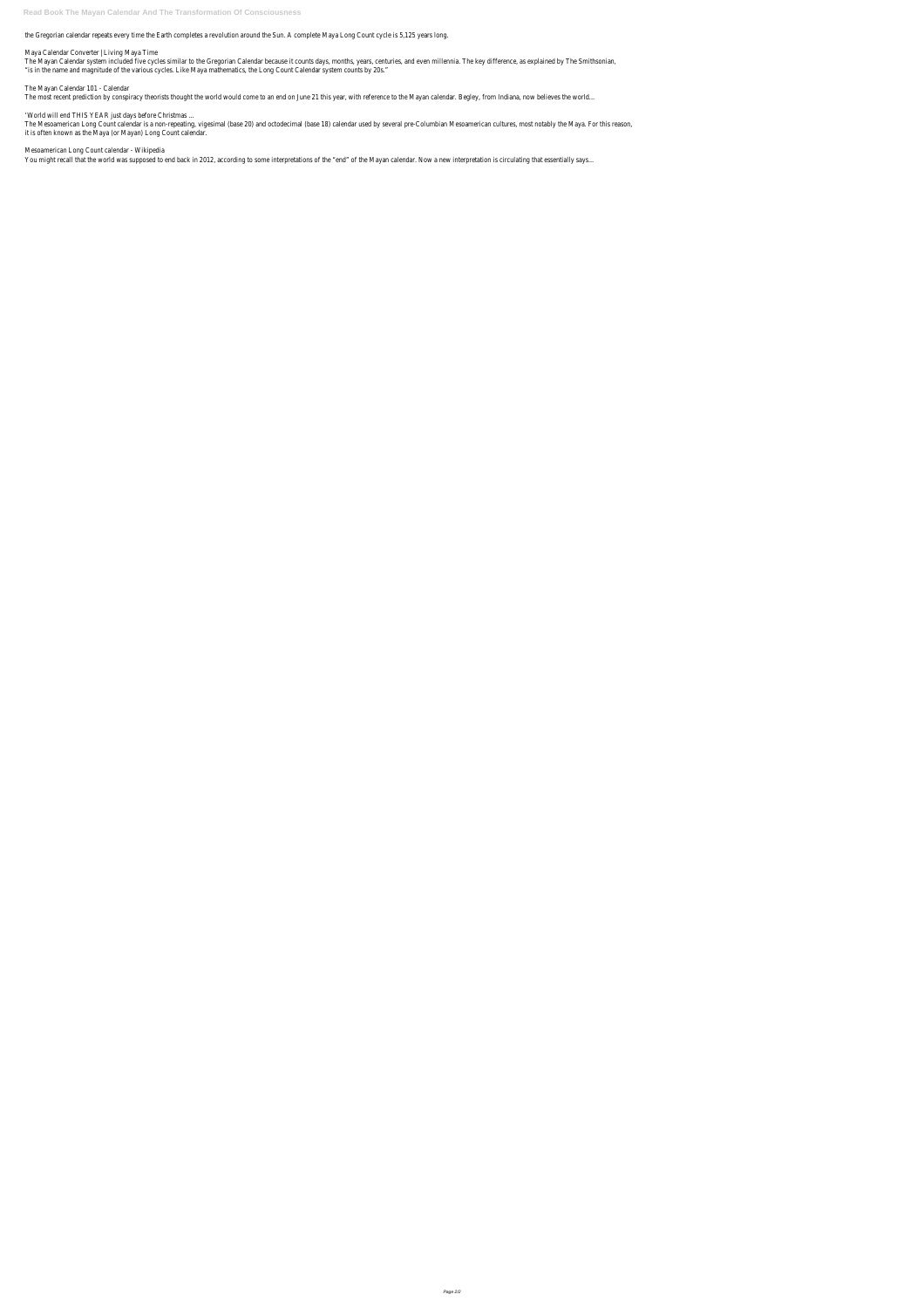the Gregorian calendar repeats every time the Earth completes a revolution around the Sun. A complete Maya Long Count cycle is 5,125 years long.

Maya Calendar Converter | Living Maya Time

The Mayan Calendar system included five cycles similar to the Gregorian Calendar because it counts days, months, years, centuries, and even millennia. The key difference, as explained by The Smithsonian, "is in the name and magnitude of the various cycles. Like Maya mathematics, the Long Count Calendar system counts by 20s."

The Mayan Calendar 101 - Calendar

The most recent prediction by conspiracy theorists thought the world would come to an end on June 21 this year, with reference to the Mayan calendar. Begley, from Indiana, now believes the world...

'World will end THIS YEAR just days before Christmas ...

The Mesoamerican Long Count calendar is a non-repeating, vigesimal (base 20) and octodecimal (base 18) calendar used by several pre-Columbian Mesoamerican cultures, most notably the Maya. For this reason, it is often known as the Maya (or Mayan) Long Count calendar.

Mesoamerican Long Count calendar - Wikipedia

You might recall that the world was supposed to end back in 2012, according to some interpretations of the "end" of the Mayan calendar. Now a new interpretation is circulating that essentially says...